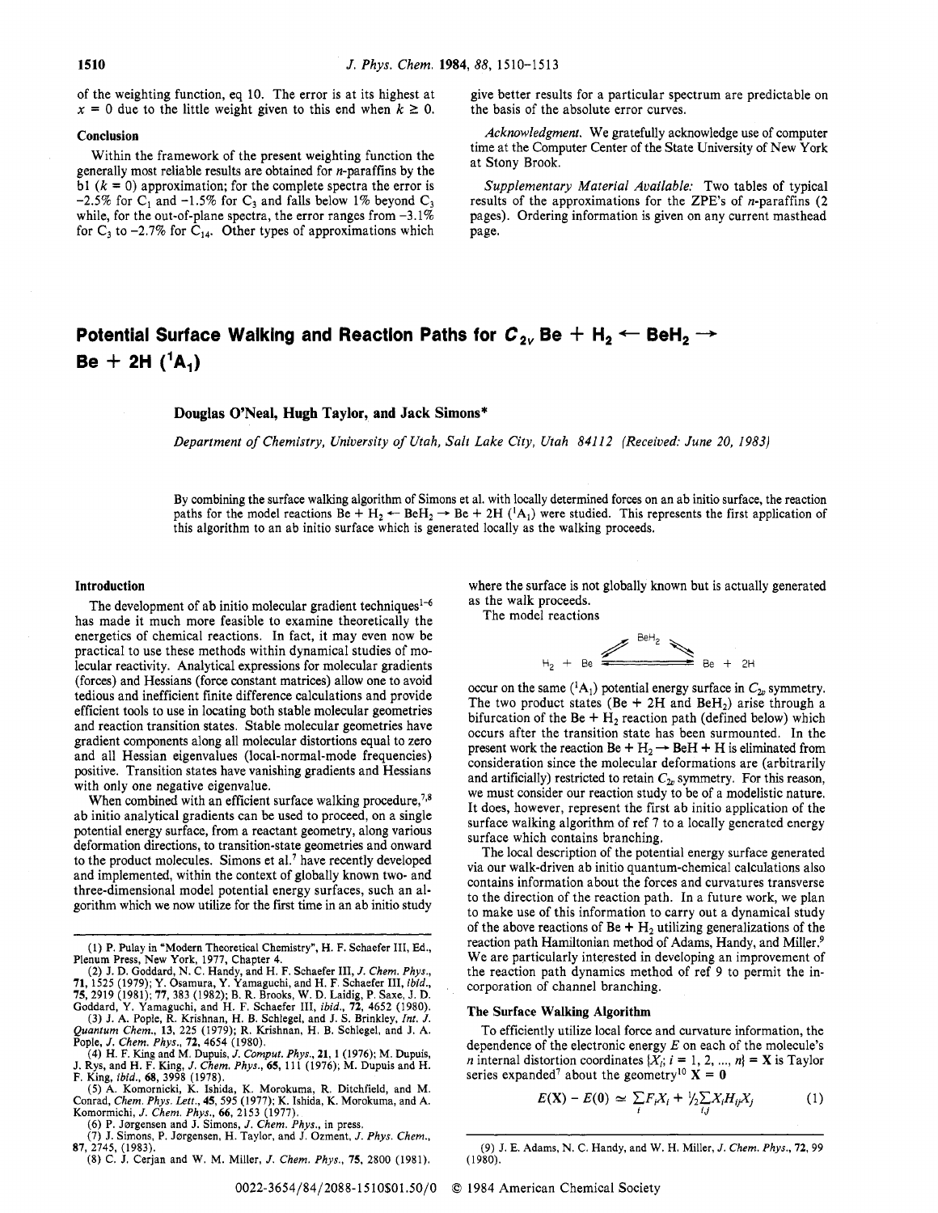of the weighting function, eq 10. The error is at its highest at $x = 0$ due to the little weight given to this end when $k \geq 0$.

### Conclusion

Within the framework of the present weighting function the generally most reliable results are obtained for *n*-paraffins by the b1 ($k = 0$) approximation; for the complete spectra the error is −2.5% for $C_1$ and −1.5% for $C_3$ and falls below 1% beyond $C_3$ while, for the out-of-plane spectra, the error ranges from −3.1% for $C_3$ to −2.7% for $C_{14}$. Other types of approximations which give better results for a particular spectrum are predictable on the basis of the absolute error curves.

*Acknowledgment.* We gratefully acknowledge use of computer time at the Computer Center of the State University of New York at Stony Brook.

*Supplementary Material Available:* Two tables of typical results of the approximations for the ZPE's of *n*-paraffins (2 pages). Ordering information is given on any current masthead page.

# Potential Surface Walking and Reaction Paths for $C_{2v}$ $Be + H_2 \leftarrow BeH_2 \rightarrow Be + 2H$ ($^1A_1$)

**Douglas O'Neal, Hugh Taylor, and Jack Simons***

*Department of Chemistry, University of Utah, Salt Lake City, Utah 84112 (Received: June 20, 1983)*

By combining the surface walking algorithm of Simons et al. with locally determined forces on an ab initio surface, the reaction paths for the model reactions $Be + H_2 \leftarrow BeH_2 \rightarrow Be + 2H$ ($^1A_1$) were studied. This represents the first application of this algorithm to an ab initio surface which is generated locally as the walking proceeds.

## Introduction

The development of ab initio molecular gradient techniques[1-6] has made it much more feasible to examine theoretically the energetics of chemical reactions. In fact, it may even now be practical to use these methods within dynamical studies of molecular reactivity. Analytical expressions for molecular gradients (forces) and Hessians (force constant matrices) allow one to avoid tedious and inefficient finite difference calculations and provide efficient tools to use in locating both stable molecular geometries and reaction transition states. Stable molecular geometries have gradient components along all molecular distortions equal to zero and all Hessian eigenvalues (local-normal-mode frequencies) positive. Transition states have vanishing gradients and Hessians with only one negative eigenvalue.

When combined with an efficient surface walking procedure,[7,8] ab initio analytical gradients can be used to proceed, on a single potential energy surface, from a reactant geometry, along various deformation directions, to transition-state geometries and onward to the product molecules. Simons et al.[7] have recently developed and implemented, within the context of globally known two- and three-dimensional model potential energy surfaces, such an algorithm which we now utilize for the first time in an ab initio study where the surface is not globally known but is actually generated as the walk proceeds.

The model reactions

$$H_2 + Be \rightleftharpoons BeH_2 \rightleftharpoons Be + 2H$$

occur on the same ($^1A_1$) potential energy surface in $C_{2v}$ symmetry. The two product states ($Be + 2H$ and $BeH_2$) arise through a bifurcation of the $Be + H_2$ reaction path (defined below) which occurs after the transition state has been surmounted. In the present work the reaction $Be + H_2 \rightarrow BeH + H$ is eliminated from consideration since the molecular deformations are (arbitrarily and artificially) restricted to retain $C_{2v}$ symmetry. For this reason, we must consider our reaction study to be of a modelistic nature. It does, however, represent the first ab initio application of the surface walking algorithm of ref 7 to a locally generated energy surface which contains branching.

The local description of the potential energy surface generated via our walk-driven ab initio quantum-chemical calculations also contains information about the forces and curvatures transverse to the direction of the reaction path. In a future work, we plan to make use of this information to carry out a dynamical study of the above reactions of $Be + H_2$ utilizing generalizations of the reaction path Hamiltonian method of Adams, Handy, and Miller.[9] We are particularly interested in developing an improvement of the reaction path dynamics method of ref 9 to permit the incorporation of channel branching.

## The Surface Walking Algorithm

To efficiently utilize local force and curvature information, the dependence of the electronic energy $E$ on each of the molecule's $n$ internal distortion coordinates $\{X_i; i = 1, 2, ..., n\} = \mathbf{X}$ is Taylor series expanded[7] about the geometry[10] $\mathbf{X} = \mathbf{0}$

$$E(\mathbf{X}) - E(\mathbf{0}) \simeq \sum_i F_i X_i + \frac{1}{2} \sum_{i,j} X_i H_{ij} X_j \quad (1)$$

(1) P. Pulay in "Modern Theoretical Chemistry", H. F. Schaefer III, Ed., Plenum Press, New York, 1977, Chapter 4.

(2) J. D. Goddard, N. C. Handy, and H. F. Schaefer III, *J. Chem. Phys.*, **71**, 1525 (1979); Y. Osamura, Y. Yamaguchi, and H. F. Schaefer III, *ibid.*, **75**, 2919 (1981); **77**, 383 (1982); B. R. Brooks, W. D. Laidig, P. Saxe, J. D. Goddard, Y. Yamaguchi, and H. F. Schaefer III, *ibid.*, **72**, 4652 (1980).

(3) J. A. Pople, R. Krishnan, H. B. Schlegel, and J. S. Brinkley, *Int. J. Quantum Chem.*, **13**, 225 (1979); R. Krishnan, H. B. Schlegel, and J. A. Pople, *J. Chem. Phys.*, **72**, 4654 (1980).

(4) H. F. King and M. Dupuis, *J. Comput. Phys.*, **21**, 1 (1976); M. Dupuis, J. Rys, and H. F. King, *J. Chem. Phys.*, **65**, 111 (1976); M. Dupuis and H. F. King, *ibid.*, **68**, 3998 (1978).

(5) A. Komornicki, K. Ishida, K. Morokuma, R. Ditchfield, and M. Conrad, *Chem. Phys. Lett.*, **45**, 595 (1977); K. Ishida, K. Morokuma, and A. Komornichi, *J. Chem. Phys.*, **66**, 2153 (1977).

(6) P. Jørgensen and J. Simons, *J. Chem. Phys.*, in press.

(7) J. Simons, P. Jørgensen, H. Taylor, and J. Ozment, *J. Phys. Chem.*, **87**, 2745, (1983).

(8) C. J. Cerjan and W. M. Miller, *J. Chem. Phys.*, **75**, 2800 (1981).

(9) J. E. Adams, N. C. Handy, and W. H. Miller, *J. Chem. Phys.*, **72**, 99 (1980).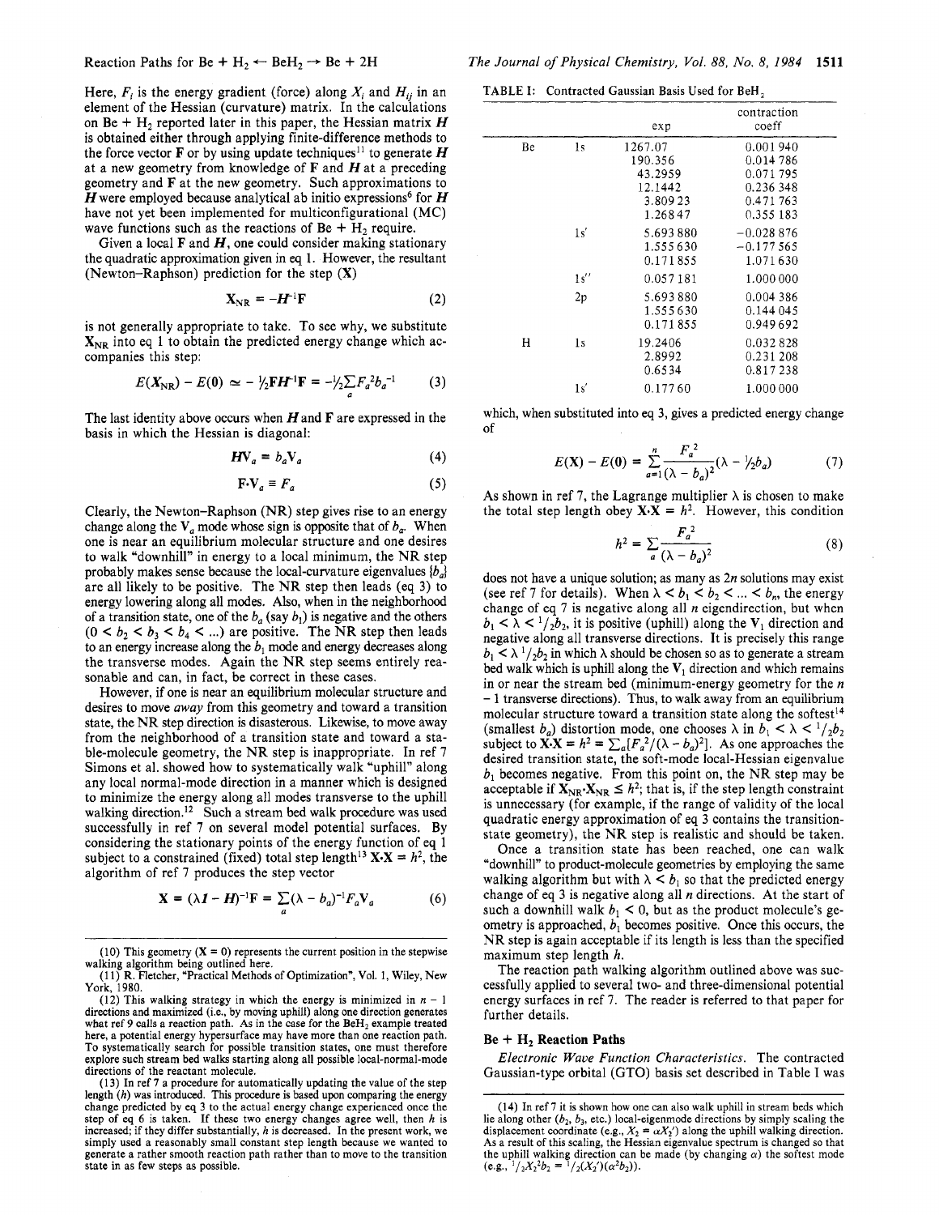Here, $F_i$ is the energy gradient (force) along $X_i$ and $H_{ij}$ in an element of the Hessian (curvature) matrix. In the calculations on Be + $H_2$ reported later in this paper, the Hessian matrix $\boldsymbol{H}$ is obtained either through applying finite-difference methods to the force vector $\mathbf{F}$ or by using update techniques[11] to generate $\boldsymbol{H}$ at a new geometry from knowledge of $\mathbf{F}$ and $\boldsymbol{H}$ at a preceding geometry and $\mathbf{F}$ at the new geometry. Such approximations to $\boldsymbol{H}$ were employed because analytical ab initio expressions[6] for $\boldsymbol{H}$ have not yet been implemented for multiconfigurational (MC) wave functions such as the reactions of Be + $H_2$ require.

Given a local $\mathbf{F}$ and $\boldsymbol{H}$, one could consider making stationary the quadratic approximation given in eq 1. However, the resultant (Newton-Raphson) prediction for the step ($\mathbf{X}$)

$$\mathbf{X}_{NR} = -\boldsymbol{H}^{-1}\mathbf{F} \tag{2}$$

is not generally appropriate to take. To see why, we substitute $\mathbf{X}_{NR}$ into eq 1 to obtain the predicted energy change which accompanies this step:

$$E(\mathbf{X}_{NR}) - E(\mathbf{0}) \simeq -\tfrac{1}{2}\mathbf{F}\boldsymbol{H}^{-1}\mathbf{F} = -\tfrac{1}{2}\sum_a F_a^2 b_a^{-1} \tag{3}$$

The last identity above occurs when $\boldsymbol{H}$ and $\mathbf{F}$ are expressed in the basis in which the Hessian is diagonal:

$$\boldsymbol{H}\mathbf{V}_a = b_a\mathbf{V}_a \tag{4}$$

$$\mathbf{F}\cdot\mathbf{V}_a \equiv F_a \tag{5}$$

Clearly, the Newton-Raphson (NR) step gives rise to an energy change along the $\mathbf{V}_a$ mode whose sign is opposite that of $b_a$. When one is near an equilibrium molecular structure and one desires to walk "downhill" in energy to a local minimum, the NR step probably makes sense because the local-curvature eigenvalues $\{b_a\}$ are all likely to be positive. The NR step then leads (eq 3) to energy lowering along all modes. Also, when in the neighborhood of a transition state, one of the $b_a$ (say $b_1$) is negative and the others ($0 < b_2 < b_3 < b_4 < ...$) are positive. The NR step then leads to an energy increase along the $b_1$ mode and energy decreases along the transverse modes. Again the NR step seems entirely reasonable and can, in fact, be correct in these cases.

However, if one is near an equilibrium molecular structure and desires to move *away* from this geometry and toward a transition state, the NR step direction is disastrous. Likewise, to move away from the neighborhood of a transition state and toward a stable-molecule geometry, the NR step is inappropriate. In ref 7 Simons et al. showed how to systematically walk "uphill" along any local normal-mode direction in a manner which is designed to minimize the energy along all modes transverse to the uphill walking direction.[12] Such a stream bed walk procedure was used successfully in ref 7 on several model potential surfaces. By considering the stationary points of the energy function of eq 1 subject to a constrained (fixed) total step length[13] $\mathbf{X}\cdot\mathbf{X} = h^2$, the algorithm of ref 7 produces the step vector

$$\mathbf{X} = (\lambda\boldsymbol{I} - \boldsymbol{H})^{-1}\mathbf{F} = \sum_a(\lambda - b_a)^{-1}F_a\mathbf{V}_a \tag{6}$$

which, when substituted into eq 3, gives a predicted energy change of

$$E(\mathbf{X}) - E(\mathbf{0}) = \sum_{a=1}^{n}\frac{F_a^2}{(\lambda - b_a)^2}(\lambda - \tfrac{1}{2}b_a) \tag{7}$$

As shown in ref 7, the Lagrange multiplier $\lambda$ is chosen to make the total step length obey $\mathbf{X}\cdot\mathbf{X} = h^2$. However, this condition

$$h^2 = \sum_a\frac{F_a^2}{(\lambda - b_a)^2} \tag{8}$$

does not have a unique solution; as many as $2n$ solutions may exist (see ref 7 for details). When $\lambda < b_1 < b_2 < ... < b_n$, the energy change of eq 7 is negative along all $n$ eigendirection, but when $b_1 < \lambda < \tfrac{1}{2}b_2$, it is positive (uphill) along the $\mathbf{V}_1$ direction and negative along all transverse directions. It is precisely this range $b_1 < \lambda\ \tfrac{1}{2}b_2$ in which $\lambda$ should be chosen so as to generate a stream bed walk which is uphill along the $\mathbf{V}_1$ direction and which remains in or near the stream bed (minimum-energy geometry for the $n - 1$ transverse directions). Thus, to walk away from an equilibrium molecular structure toward a transition state along the softest[14] (smallest $b_a$) distortion mode, one chooses $\lambda$ in $b_1 < \lambda < \tfrac{1}{2}b_2$ subject to $\mathbf{X}\cdot\mathbf{X} = h^2 = \sum_a[F_a^2/(\lambda - b_a)^2]$. As one approaches the desired transition state, the soft-mode local-Hessian eigenvalue $b_1$ becomes negative. From this point on, the NR step may be acceptable if $\mathbf{X}_{NR}\cdot\mathbf{X}_{NR} \leq h^2$; that is, if the step length constraint is unnecessary (for example, if the range of validity of the local quadratic energy approximation of eq 3 contains the transition-state geometry), the NR step is realistic and should be taken.

Once a transition state has been reached, one can walk "downhill" to product-molecule geometries by employing the same walking algorithm but with $\lambda < b_1$ so that the predicted energy change of eq 3 is negative along all $n$ directions. At the start of such a downhill walk $b_1 < 0$, but as the product molecule's geometry is approached, $b_1$ becomes positive. Once this occurs, the NR step is again acceptable if its length is less than the specified maximum step length $h$.

The reaction path walking algorithm outlined above was successfully applied to several two- and three-dimensional potential energy surfaces in ref 7. The reader is referred to that paper for further details.

## Be + $H_2$ Reaction Paths

*Electronic Wave Function Characteristics.* The contracted Gaussian-type orbital (GTO) basis set described in Table I was

TABLE I: Contracted Gaussian Basis Used for $BeH_2$

| | | exp | contraction coeff |
|---|---|---|---|
| Be | 1s | 1267.07 | 0.001 940 |
| | | 190.356 | 0.014 786 |
| | | 43.2959 | 0.071 795 |
| | | 12.1442 | 0.236 348 |
| | | 3.809 23 | 0.471 763 |
| | | 1.268 47 | 0.355 183 |
| | 1s′ | 5.693 880 | −0.028 876 |
| | | 1.555 630 | −0.177 565 |
| | | 0.171 855 | 1.071 630 |
| | 1s″ | 0.057 181 | 1.000 000 |
| | 2p | 5.693 880 | 0.004 386 |
| | | 1.555 630 | 0.144 045 |
| | | 0.171 855 | 0.949 692 |
| H | 1s | 19.2406 | 0.032 828 |
| | | 2.8992 | 0.231 208 |
| | | 0.6534 | 0.817 238 |
| | 1s′ | 0.177 60 | 1.000 000 |

(10) This geometry ($\mathbf{X} = 0$) represents the current position in the stepwise walking algorithm being outlined here.

(11) R. Fletcher, "Practical Methods of Optimization", Vol. 1, Wiley, New York, 1980.

(12) This walking strategy in which the energy is minimized in $n - 1$ directions and maximized (i.e., by moving uphill) along one direction generates what ref 9 calls a reaction path. As in the case for the $BeH_2$ example treated here, a potential energy hypersurface may have more than one reaction path. To systematically search for possible transition states, one must therefore explore such stream bed walks starting along all possible local-normal-mode directions of the reactant molecule.

(13) In ref 7 a procedure for automatically updating the value of the step length ($h$) was introduced. This procedure is based upon comparing the energy change predicted by eq 3 to the actual energy change experienced once the step of eq 6 is taken. If these two energy changes agree well, then $h$ is increased; if they differ substantially, $h$ is decreased. In the present work, we simply used a reasonably small constant step length because we wanted to generate a rather smooth reaction path rather than to move to the transition state in as few steps as possible.

(14) In ref 7 it is shown how one can also walk uphill in stream beds which lie along other ($b_2$, $b_3$, etc.) local-eigenmode directions by simply scaling the displacement coordinate (e.g., $X_2 = \alpha X_2'$) along the uphill walking direction. As a result of this scaling, the Hessian eigenvalue spectrum is changed so that the uphill walking direction can be made (by changing $\alpha$) the softest mode (e.g., $\tfrac{1}{2}X_2^2b_2 = \tfrac{1}{2}(X_2')(\alpha^2b_2)$).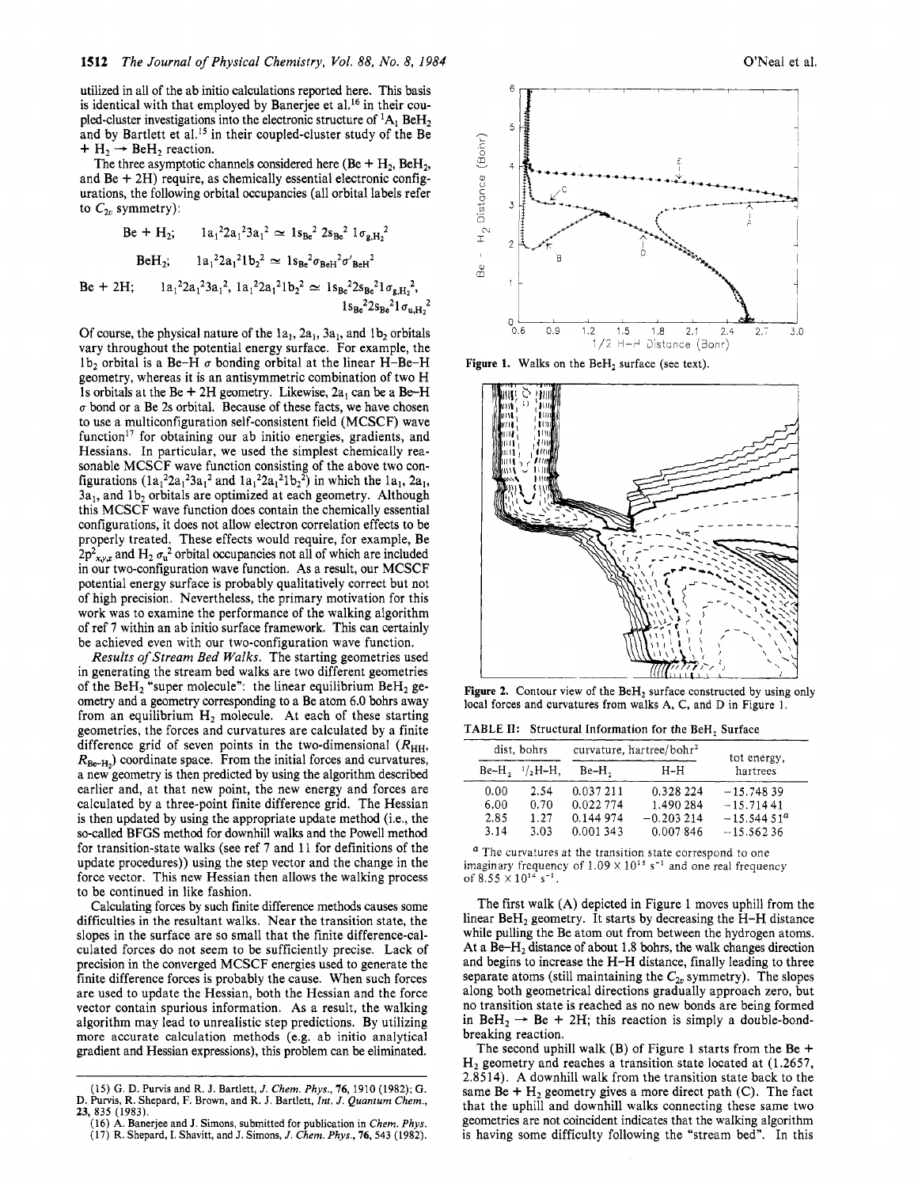utilized in all of the ab initio calculations reported here. This basis is identical with that employed by Banerjee et al.[16] in their coupled-cluster investigations into the electronic structure of $^1A_1$ $BeH_2$ and by Bartlett et al.[15] in their coupled-cluster study of the Be + $H_2$ → $BeH_2$ reaction.

The three asymptotic channels considered here (Be + $H_2$, $BeH_2$, and Be + 2H) require, as chemically essential electronic configurations, the following orbital occupancies (all orbital labels refer to $C_{2v}$ symmetry):

$$\text{Be} + \text{H}_2;\quad 1a_1^2 2a_1^2 3a_1^2 \simeq 1s_{Be}^2\, 2s_{Be}^2\, 1\sigma_{g,H_2}^2$$

$$\text{BeH}_2;\quad 1a_1^2 2a_1^2 1b_2^2 \simeq 1s_{Be}^2 \sigma_{BeH}^2 \sigma'_{BeH}{}^2$$

$$\text{Be} + 2\text{H};\quad 1a_1^2 2a_1^2 3a_1^2,\ 1a_1^2 2a_1^2 1b_2^2 \simeq 1s_{Be}^2 2s_{Be}^2 1\sigma_{g,H_2}^2,\ 1s_{Be}^2 2s_{Be}^2 1\sigma_{u,H_2}^2$$

Of course, the physical nature of the $1a_1$, $2a_1$, $3a_1$, and $1b_2$ orbitals vary throughout the potential energy surface. For example, the $1b_2$ orbital is a Be–H $\sigma$ bonding orbital at the linear H–Be–H geometry, whereas it is an antisymmetric combination of two H 1s orbitals at the Be + 2H geometry. Likewise, $2a_1$ can be a Be–H $\sigma$ bond or a Be 2s orbital. Because of these facts, we have chosen to use a multiconfiguration self-consistent field (MCSCF) wave function[17] for obtaining our ab initio energies, gradients, and Hessians. In particular, we used the simplest chemically reasonable MCSCF wave function consisting of the above two configurations ($1a_1^2 2a_1^2 3a_1^2$ and $1a_1^2 2a_1^2 1b_2^2$) in which the $1a_1$, $2a_1$, $3a_1$, and $1b_2$ orbitals are optimized at each geometry. Although this MCSCF wave function does contain the chemically essential configurations, it does not allow electron correlation effects to be properly treated. These effects would require, for example, Be $2p^2_{x,y,z}$ and $H_2$ $\sigma_u^2$ orbital occupancies not all of which are included in our two-configuration wave function. As a result, our MCSCF potential energy surface is probably qualitatively correct but not of high precision. Nevertheless, the primary motivation for this work was to examine the performance of the walking algorithm of ref 7 within an ab initio surface framework. This can certainly be achieved even with our two-configuration wave function.

*Results of Stream Bed Walks.* The starting geometries used in generating the stream bed walks are two different geometries of the $BeH_2$ "super molecule": the linear equilibrium $BeH_2$ geometry and a geometry corresponding to a Be atom 6.0 bohrs away from an equilibrium $H_2$ molecule. At each of these starting geometries, the forces and curvatures are calculated by a finite difference grid of seven points in the two-dimensional ($R_{HH}$, $R_{Be-H_2}$) coordinate space. From the initial forces and curvatures, a new geometry is then predicted by using the algorithm described earlier and, at that new point, the new energy and forces are calculated by a three-point finite difference grid. The Hessian is then updated by using the appropriate update method (i.e., the so-called BFGS method for downhill walks and the Powell method for transition-state walks (see ref 7 and 11 for definitions of the update procedures)) using the step vector and the change in the force vector. This new Hessian then allows the walking process to be continued in like fashion.

Calculating forces by such finite difference methods causes some difficulties in the resultant walks. Near the transition state, the slopes in the surface are so small that the finite difference-calculated forces do not seem to be sufficiently precise. Lack of precision in the converged MCSCF energies used to generate the finite difference forces is probably the cause. When such forces are used to update the Hessian, both the Hessian and the force vector contain spurious information. As a result, the walking algorithm may lead to unrealistic step predictions. By utilizing more accurate calculation methods (e.g. ab initio analytical gradient and Hessian expressions), this problem can be eliminated.

(15) G. D. Purvis and R. J. Bartlett, *J. Chem. Phys.*, **76**, 1910 (1982); G. D. Purvis, R. Shepard, F. Brown, and R. J. Bartlett, *Int. J. Quantum Chem.*, **23**, 835 (1983).
(16) A. Banerjee and J. Simons, submitted for publication in *Chem. Phys.*
(17) R. Shepard, I. Shavitt, and J. Simons, *J. Chem. Phys.*, **76**, 543 (1982).

Figure 1. Walks on the $BeH_2$ surface (see text).

Figure 2. Contour view of the $BeH_2$ surface constructed by using only local forces and curvatures from walks A, C, and D in Figure 1.

TABLE II: Structural Information for the $BeH_2$ Surface

| dist, bohrs | | curvature, hartree/bohr$^2$ | | tot energy, hartrees |
|---|---|---|---|---|
| Be–$H_2$ | $^1/_2$H–H, | Be–$H_2$ | H–H | |
| 0.00 | 2.54 | 0.037 211 | 0.328 224 | −15.748 39 |
| 6.00 | 0.70 | 0.022 774 | 1.490 284 | −15.714 41 |
| 2.85 | 1.27 | 0.144 974 | −0.203 214 | −15.544 51[a] |
| 3.14 | 3.03 | 0.001 343 | 0.007 846 | −15.562 36 |

[a] The curvatures at the transition state correspond to one imaginary frequency of $1.09 \times 10^{15}$ s$^{-1}$ and one real frequency of $8.55 \times 10^{14}$ s$^{-1}$.

The first walk (A) depicted in Figure 1 moves uphill from the linear $BeH_2$ geometry. It starts by decreasing the H–H distance while pulling the Be atom out from between the hydrogen atoms. At a Be–$H_2$ distance of about 1.8 bohrs, the walk changes direction and begins to increase the H–H distance, finally leading to three separate atoms (still maintaining the $C_{2v}$ symmetry). The slopes along both geometrical directions gradually approach zero, but no transition state is reached as no new bonds are being formed in $BeH_2$ → Be + 2H; this reaction is simply a double-bond-breaking reaction.

The second uphill walk (B) of Figure 1 starts from the Be + $H_2$ geometry and reaches a transition state located at (1.2657, 2.8514). A downhill walk from the transition state back to the same Be + $H_2$ geometry gives a more direct path (C). The fact that the uphill and downhill walks connecting these same two geometries are not coincident indicates that the walking algorithm is having some difficulty following the "stream bed". In this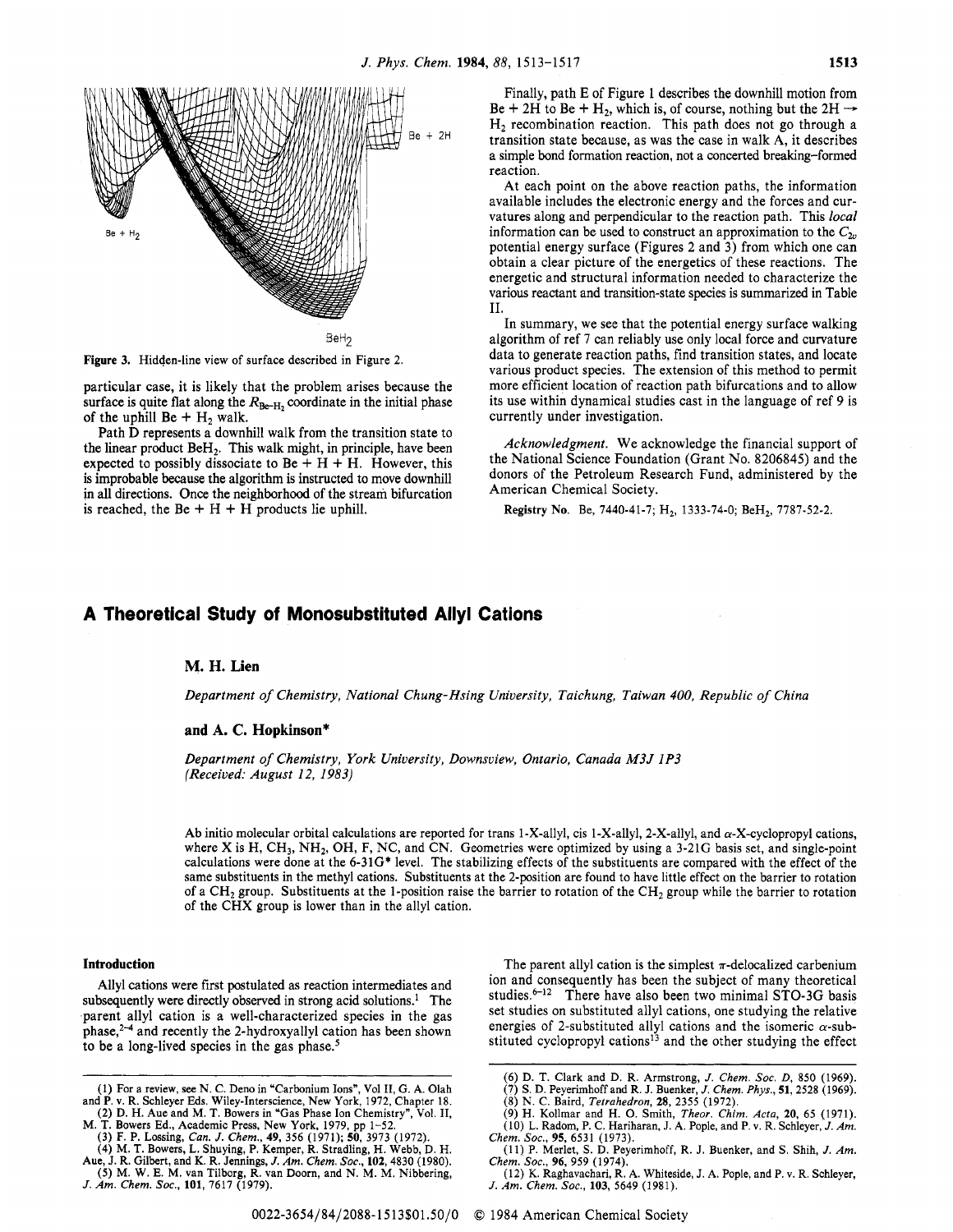Be + 2H

Be + $H_2$

$BeH_2$

Figure 3. Hidden-line view of surface described in Figure 2.

particular case, it is likely that the problem arises because the surface is quite flat along the $R_{Be-H_2}$ coordinate in the initial phase of the uphill Be + $H_2$ walk.

Path D represents a downhill walk from the transition state to the linear product $BeH_2$. This walk might, in principle, have been expected to possibly dissociate to Be + H + H. However, this is improbable because the algorithm is instructed to move downhill in all directions. Once the neighborhood of the stream bifurcation is reached, the Be + H + H products lie uphill.

Finally, path E of Figure 1 describes the downhill motion from Be + 2H to Be + $H_2$, which is, of course, nothing but the 2H → $H_2$ recombination reaction. This path does not go through a transition state because, as was the case in walk A, it describes a simple bond formation reaction, not a concerted breaking–formed reaction.

At each point on the above reaction paths, the information available includes the electronic energy and the forces and curvatures along and perpendicular to the reaction path. This *local* information can be used to construct an approximation to the $C_{2v}$ potential energy surface (Figures 2 and 3) from which one can obtain a clear picture of the energetics of these reactions. The energetic and structural information needed to characterize the various reactant and transition-state species is summarized in Table II.

In summary, we see that the potential energy surface walking algorithm of ref 7 can reliably use only local force and curvature data to generate reaction paths, find transition states, and locate various product species. The extension of this method to permit more efficient location of reaction path bifurcations and to allow its use within dynamical studies cast in the language of ref 9 is currently under investigation.

*Acknowledgment.* We acknowledge the financial support of the National Science Foundation (Grant No. 8206845) and the donors of the Petroleum Research Fund, administered by the American Chemical Society.

Registry No. Be, 7440-41-7; $H_2$, 1333-74-0; $BeH_2$, 7787-52-2.

# A Theoretical Study of Monosubstituted Allyl Cations

**M. H. Lien**

*Department of Chemistry, National Chung-Hsing University, Taichung, Taiwan 400, Republic of China*

**and A. C. Hopkinson***

*Department of Chemistry, York University, Downsview, Ontario, Canada M3J 1P3*
*(Received: August 12, 1983)*

Ab initio molecular orbital calculations are reported for trans 1-X-allyl, cis 1-X-allyl, 2-X-allyl, and α-X-cyclopropyl cations, where X is H, $CH_3$, $NH_2$, OH, F, NC, and CN. Geometries were optimized by using a 3-21G basis set, and single-point calculations were done at the 6-31G* level. The stabilizing effects of the substituents are compared with the effect of the same substituents in the methyl cations. Substituents at the 2-position are found to have little effect on the barrier to rotation of a $CH_2$ group. Substituents at the 1-position raise the barrier to rotation of the $CH_2$ group while the barrier to rotation of the CHX group is lower than in the allyl cation.

## Introduction

Allyl cations were first postulated as reaction intermediates and subsequently were directly observed in strong acid solutions.[1] The parent allyl cation is a well-characterized species in the gas phase,[2-4] and recently the 2-hydroxyallyl cation has been shown to be a long-lived species in the gas phase.[5]

The parent allyl cation is the simplest π-delocalized carbenium ion and consequently has been the subject of many theoretical studies.[6-12] There have also been two minimal STO-3G basis set studies on substituted allyl cations, one studying the relative energies of 2-substituted allyl cations and the isomeric α-substituted cyclopropyl cations[13] and the other studying the effect

(1) For a review, see N. C. Deno in "Carbonium Ions", Vol II, G. A. Olah and P. v. R. Schleyer Eds. Wiley-Interscience, New York, 1972, Chapter 18.
(2) D. H. Aue and M. T. Bowers in "Gas Phase Ion Chemistry", Vol. II, M. T. Bowers Ed., Academic Press, New York, 1979, pp 1–52.
(3) F. P. Lossing, *Can. J. Chem.*, **49**, 356 (1971); **50**, 3973 (1972).
(4) M. T. Bowers, L. Shuying, P. Kemper, R. Stradling, H. Webb, D. H. Aue, J. R. Gilbert, and K. R. Jennings, *J. Am. Chem. Soc.*, **102**, 4830 (1980).
(5) M. W. E. M. van Tilborg, R. van Doorn, and N. M. M. Nibbering, *J. Am. Chem. Soc.*, **101**, 7617 (1979).
(6) D. T. Clark and D. R. Armstrong, *J. Chem. Soc. D*, 850 (1969).
(7) S. D. Peyerimhoff and R. J. Buenker, *J. Chem. Phys.*, **51**, 2528 (1969).
(8) N. C. Baird, *Tetrahedron*, **28**, 2355 (1972).
(9) H. Kollmar and H. O. Smith, *Theor. Chim. Acta*, **20**, 65 (1971).
(10) L. Radom, P. C. Hariharan, J. A. Pople, and P. v. R. Schleyer, *J. Am. Chem. Soc.*, **95**, 6531 (1973).
(11) P. Merlet, S. D. Peyerimhoff, R. J. Buenker, and S. Shih, *J. Am. Chem. Soc.*, **96**, 959 (1974).
(12) K. Raghavachari, R. A. Whiteside, J. A. Pople, and P. v. R. Schleyer, *J. Am. Chem. Soc.*, **103**, 5649 (1981).

0022-3654/84/2088-1513$01.50/0 © 1984 American Chemical Society